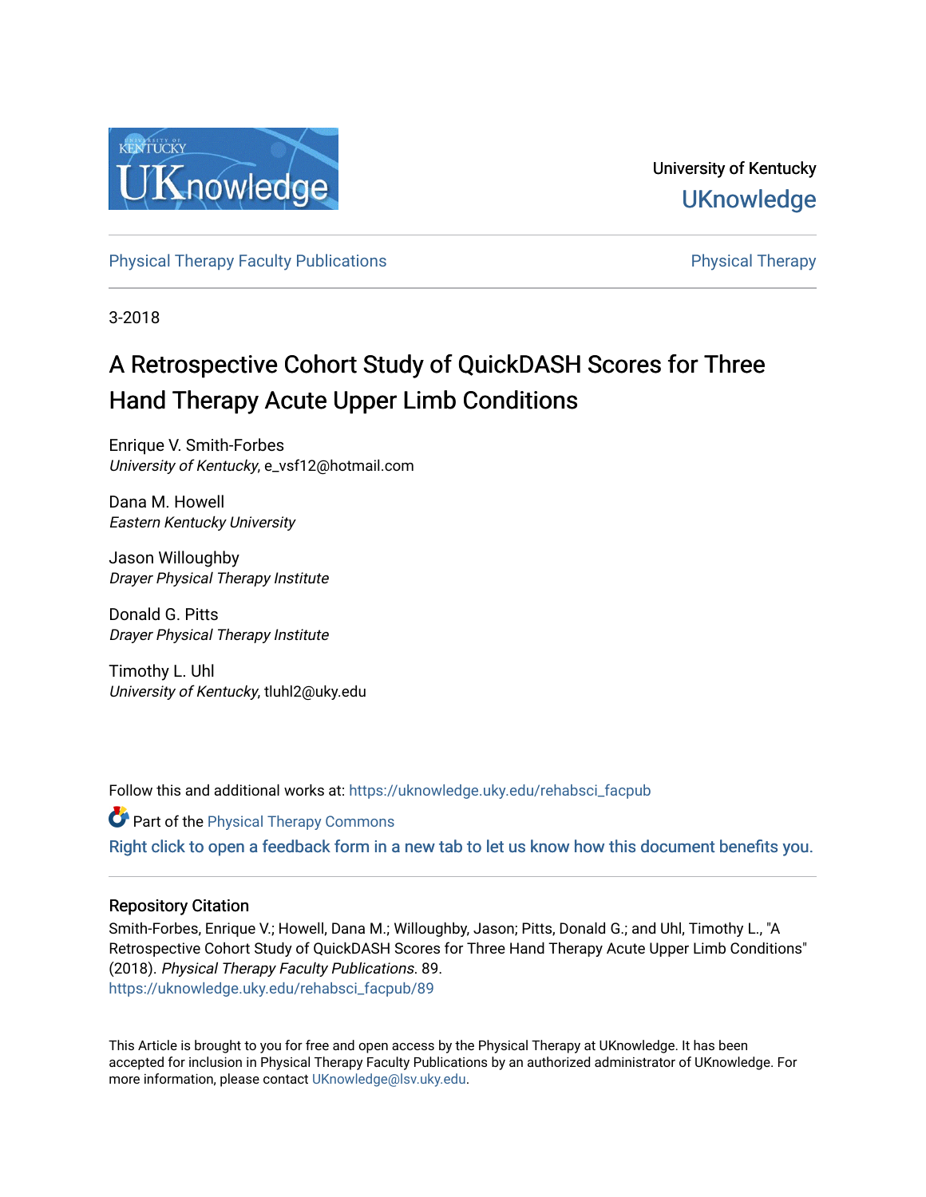University of Kentucky

UKnowledge

Physical Therapy Faculty Publications | Physical Therapy

3-2018

# A Retrospective Cohort Study of QuickDASH Scores for Three Hand Therapy Acute Upper Limb Conditions

Enrique V. Smith-Forbes
*University of Kentucky*, e_vsf12@hotmail.com

Dana M. Howell
*Eastern Kentucky University*

Jason Willoughby
*Drayer Physical Therapy Institute*

Donald G. Pitts
*Drayer Physical Therapy Institute*

Timothy L. Uhl
*University of Kentucky*, tluhl2@uky.edu

Follow this and additional works at: https://uknowledge.uky.edu/rehabsci_facpub

Part of the Physical Therapy Commons

Right click to open a feedback form in a new tab to let us know how this document benefits you.

## Repository Citation

Smith-Forbes, Enrique V.; Howell, Dana M.; Willoughby, Jason; Pitts, Donald G.; and Uhl, Timothy L., "A Retrospective Cohort Study of QuickDASH Scores for Three Hand Therapy Acute Upper Limb Conditions" (2018). *Physical Therapy Faculty Publications*. 89.
https://uknowledge.uky.edu/rehabsci_facpub/89

This Article is brought to you for free and open access by the Physical Therapy at UKnowledge. It has been accepted for inclusion in Physical Therapy Faculty Publications by an authorized administrator of UKnowledge. For more information, please contact UKnowledge@lsv.uky.edu.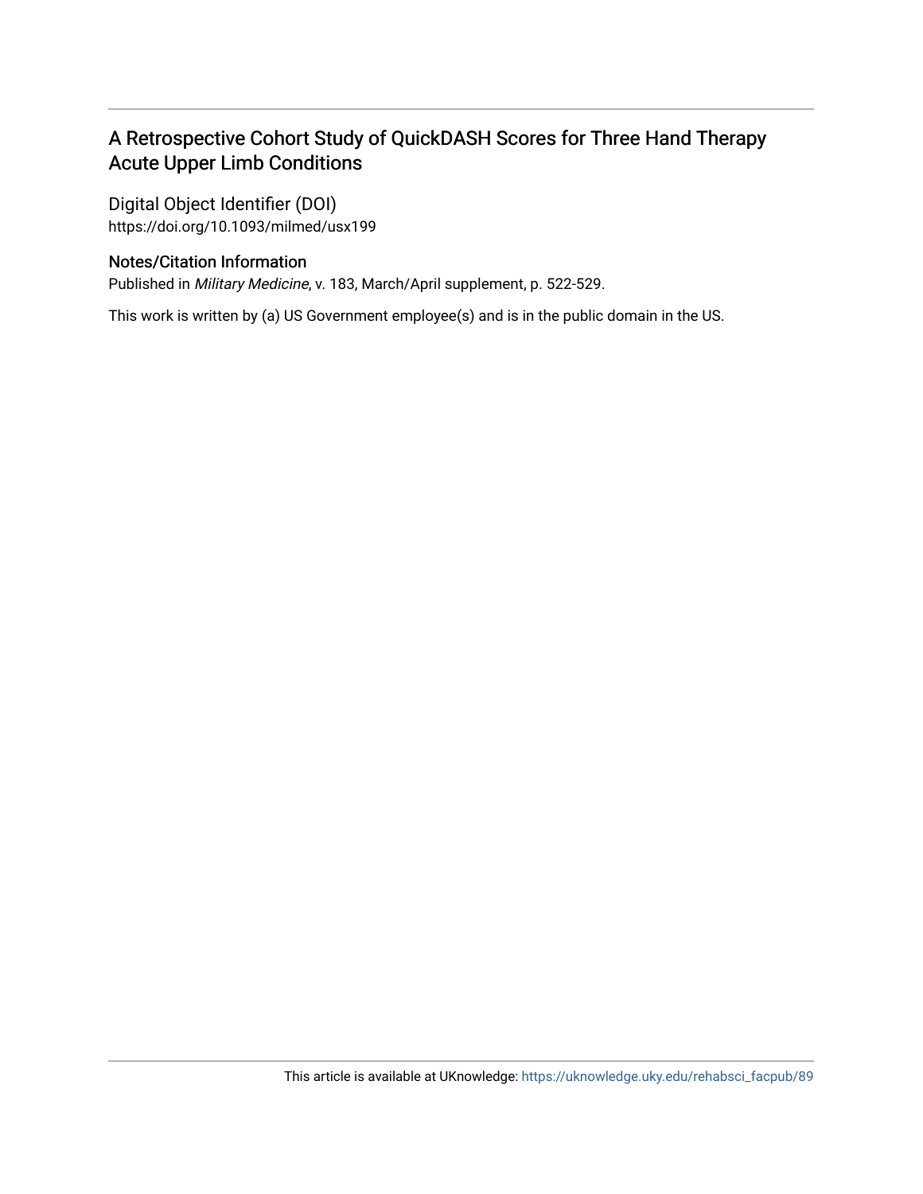## A Retrospective Cohort Study of QuickDASH Scores for Three Hand Therapy Acute Upper Limb Conditions

### Digital Object Identifier (DOI)

https://doi.org/10.1093/milmed/usx199

### Notes/Citation Information

Published in *Military Medicine*, v. 183, March/April supplement, p. 522-529.

This work is written by (a) US Government employee(s) and is in the public domain in the US.

This article is available at UKnowledge: https://uknowledge.uky.edu/rehabsci_facpub/89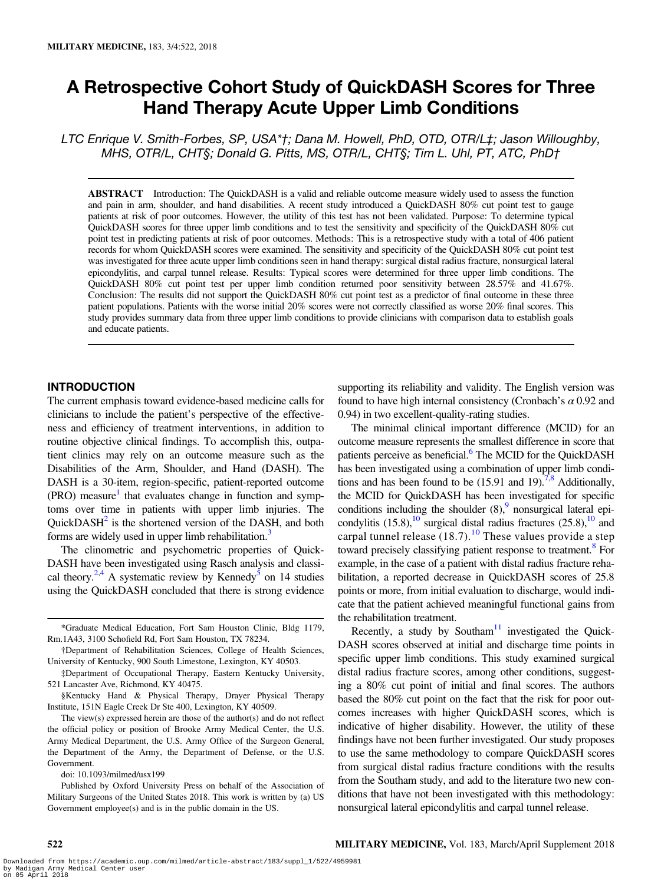# A Retrospective Cohort Study of QuickDASH Scores for Three Hand Therapy Acute Upper Limb Conditions

*LTC Enrique V. Smith-Forbes, SP, USA\*†; Dana M. Howell, PhD, OTD, OTR/L‡; Jason Willoughby, MHS, OTR/L, CHT§; Donald G. Pitts, MS, OTR/L, CHT§; Tim L. Uhl, PT, ATC, PhD†*

**ABSTRACT** Introduction: The QuickDASH is a valid and reliable outcome measure widely used to assess the function and pain in arm, shoulder, and hand disabilities. A recent study introduced a QuickDASH 80% cut point test to gauge patients at risk of poor outcomes. However, the utility of this test has not been validated. Purpose: To determine typical QuickDASH scores for three upper limb conditions and to test the sensitivity and specificity of the QuickDASH 80% cut point test in predicting patients at risk of poor outcomes. Methods: This is a retrospective study with a total of 406 patient records for whom QuickDASH scores were examined. The sensitivity and specificity of the QuickDASH 80% cut point test was investigated for three acute upper limb conditions seen in hand therapy: surgical distal radius fracture, nonsurgical lateral epicondylitis, and carpal tunnel release. Results: Typical scores were determined for three upper limb conditions. The QuickDASH 80% cut point test per upper limb condition returned poor sensitivity between 28.57% and 41.67%. Conclusion: The results did not support the QuickDASH 80% cut point test as a predictor of final outcome in these three patient populations. Patients with the worse initial 20% scores were not correctly classified as worse 20% final scores. This study provides summary data from three upper limb conditions to provide clinicians with comparison data to establish goals and educate patients.

## INTRODUCTION

The current emphasis toward evidence-based medicine calls for clinicians to include the patient's perspective of the effectiveness and efficiency of treatment interventions, in addition to routine objective clinical findings. To accomplish this, outpatient clinics may rely on an outcome measure such as the Disabilities of the Arm, Shoulder, and Hand (DASH). The DASH is a 30-item, region-specific, patient-reported outcome (PRO) measure[1] that evaluates change in function and symptoms over time in patients with upper limb injuries. The QuickDASH[2] is the shortened version of the DASH, and both forms are widely used in upper limb rehabilitation.[3]

The clinimetric and psychometric properties of QuickDASH have been investigated using Rasch analysis and classical theory.[2,4] A systematic review by Kennedy[5] on 14 studies using the QuickDASH concluded that there is strong evidence supporting its reliability and validity. The English version was found to have high internal consistency (Cronbach's $\alpha$ 0.92 and 0.94) in two excellent-quality-rating studies.

The minimal clinical important difference (MCID) for an outcome measure represents the smallest difference in score that patients perceive as beneficial.[6] The MCID for the QuickDASH has been investigated using a combination of upper limb conditions and has been found to be (15.91 and 19).[7,8] Additionally, the MCID for QuickDASH has been investigated for specific conditions including the shoulder (8),[9] nonsurgical lateral epicondylitis (15.8),[10] surgical distal radius fractures (25.8),[10] and carpal tunnel release (18.7).[10] These values provide a step toward precisely classifying patient response to treatment.[8] For example, in the case of a patient with distal radius fracture rehabilitation, a reported decrease in QuickDASH scores of 25.8 points or more, from initial evaluation to discharge, would indicate that the patient achieved meaningful functional gains from the rehabilitation treatment.

Recently, a study by Southam[11] investigated the QuickDASH scores observed at initial and discharge time points in specific upper limb conditions. This study examined surgical distal radius fracture scores, among other conditions, suggesting a 80% cut point of initial and final scores. The authors based the 80% cut point on the fact that the risk for poor outcomes increases with higher QuickDASH scores, which is indicative of higher disability. However, the utility of these findings have not been further investigated. Our study proposes to use the same methodology to compare QuickDASH scores from surgical distal radius fracture conditions with the results from the Southam study, and add to the literature two new conditions that have not been investigated with this methodology: nonsurgical lateral epicondylitis and carpal tunnel release.

---

\*Graduate Medical Education, Fort Sam Houston Clinic, Bldg 1179, Rm.1A43, 3100 Schofield Rd, Fort Sam Houston, TX 78234.

†Department of Rehabilitation Sciences, College of Health Sciences, University of Kentucky, 900 South Limestone, Lexington, KY 40503.

‡Department of Occupational Therapy, Eastern Kentucky University, 521 Lancaster Ave, Richmond, KY 40475.

§Kentucky Hand & Physical Therapy, Drayer Physical Therapy Institute, 151N Eagle Creek Dr Ste 400, Lexington, KY 40509.

The view(s) expressed herein are those of the author(s) and do not reflect the official policy or position of Brooke Army Medical Center, the U.S. Army Medical Department, the U.S. Army Office of the Surgeon General, the Department of the Army, the Department of Defense, or the U.S. Government.

doi: 10.1093/milmed/usx199

Published by Oxford University Press on behalf of the Association of Military Surgeons of the United States 2018. This work is written by (a) US Government employee(s) and is in the public domain in the US.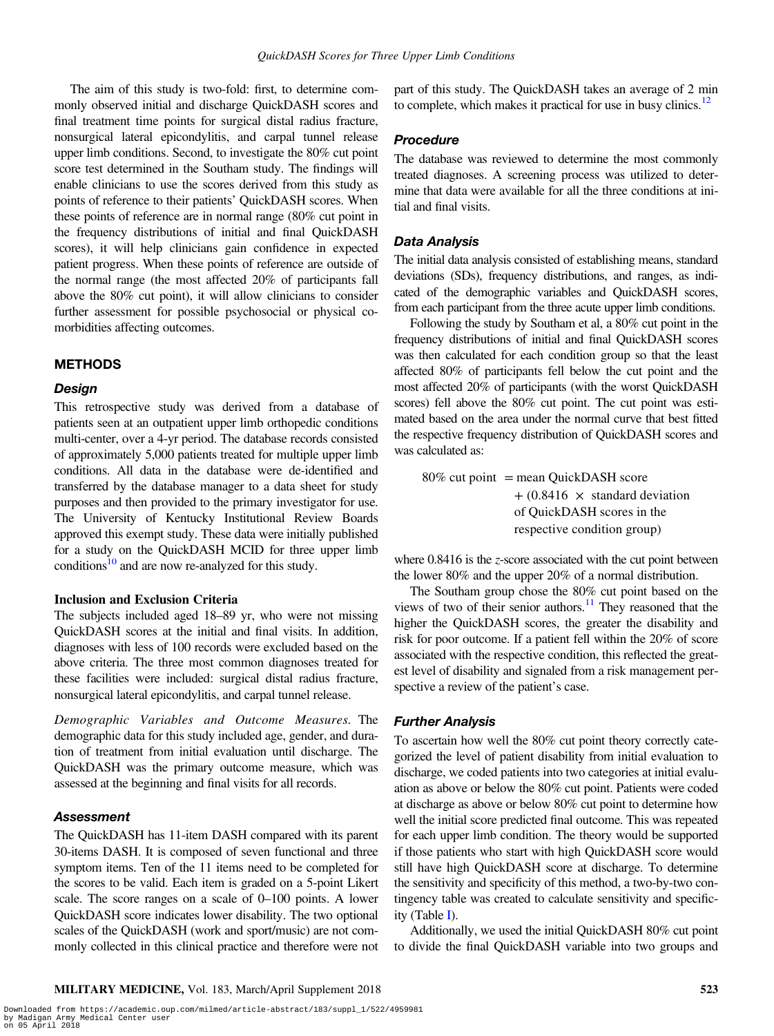The aim of this study is two-fold: first, to determine commonly observed initial and discharge QuickDASH scores and final treatment time points for surgical distal radius fracture, nonsurgical lateral epicondylitis, and carpal tunnel release upper limb conditions. Second, to investigate the 80% cut point score test determined in the Southam study. The findings will enable clinicians to use the scores derived from this study as points of reference to their patients' QuickDASH scores. When these points of reference are in normal range (80% cut point in the frequency distributions of initial and final QuickDASH scores), it will help clinicians gain confidence in expected patient progress. When these points of reference are outside of the normal range (the most affected 20% of participants fall above the 80% cut point), it will allow clinicians to consider further assessment for possible psychosocial or physical comorbidities affecting outcomes.

## METHODS

### Design

This retrospective study was derived from a database of patients seen at an outpatient upper limb orthopedic conditions multi-center, over a 4-yr period. The database records consisted of approximately 5,000 patients treated for multiple upper limb conditions. All data in the database were de-identified and transferred by the database manager to a data sheet for study purposes and then provided to the primary investigator for use. The University of Kentucky Institutional Review Boards approved this exempt study. These data were initially published for a study on the QuickDASH MCID for three upper limb conditions[10] and are now re-analyzed for this study.

#### Inclusion and Exclusion Criteria

The subjects included aged 18–89 yr, who were not missing QuickDASH scores at the initial and final visits. In addition, diagnoses with less of 100 records were excluded based on the above criteria. The three most common diagnoses treated for these facilities were included: surgical distal radius fracture, nonsurgical lateral epicondylitis, and carpal tunnel release.

*Demographic Variables and Outcome Measures*. The demographic data for this study included age, gender, and duration of treatment from initial evaluation until discharge. The QuickDASH was the primary outcome measure, which was assessed at the beginning and final visits for all records.

### Assessment

The QuickDASH has 11-item DASH compared with its parent 30-items DASH. It is composed of seven functional and three symptom items. Ten of the 11 items need to be completed for the scores to be valid. Each item is graded on a 5-point Likert scale. The score ranges on a scale of 0–100 points. A lower QuickDASH score indicates lower disability. The two optional scales of the QuickDASH (work and sport/music) are not commonly collected in this clinical practice and therefore were not part of this study. The QuickDASH takes an average of 2 min to complete, which makes it practical for use in busy clinics.[12]

### Procedure

The database was reviewed to determine the most commonly treated diagnoses. A screening process was utilized to determine that data were available for all the three conditions at initial and final visits.

### Data Analysis

The initial data analysis consisted of establishing means, standard deviations (SDs), frequency distributions, and ranges, as indicated of the demographic variables and QuickDASH scores, from each participant from the three acute upper limb conditions.

Following the study by Southam et al, a 80% cut point in the frequency distributions of initial and final QuickDASH scores was then calculated for each condition group so that the least affected 80% of participants fell below the cut point and the most affected 20% of participants (with the worst QuickDASH scores) fell above the 80% cut point. The cut point was estimated based on the area under the normal curve that best fitted the respective frequency distribution of QuickDASH scores and was calculated as:

$$\begin{aligned} 80\%\ \text{cut point} = &\ \text{mean QuickDASH score} \\ &+ (0.8416 \times \text{standard deviation} \\ &\text{of QuickDASH scores in the} \\ &\text{respective condition group)} \end{aligned}$$

where 0.8416 is the $z$-score associated with the cut point between the lower 80% and the upper 20% of a normal distribution.

The Southam group chose the 80% cut point based on the views of two of their senior authors.[11] They reasoned that the higher the QuickDASH scores, the greater the disability and risk for poor outcome. If a patient fell within the 20% of score associated with the respective condition, this reflected the greatest level of disability and signaled from a risk management perspective a review of the patient's case.

### Further Analysis

To ascertain how well the 80% cut point theory correctly categorized the level of patient disability from initial evaluation to discharge, we coded patients into two categories at initial evaluation as above or below the 80% cut point. Patients were coded at discharge as above or below 80% cut point to determine how well the initial score predicted final outcome. This was repeated for each upper limb condition. The theory would be supported if those patients who start with high QuickDASH score would still have high QuickDASH score at discharge. To determine the sensitivity and specificity of this method, a two-by-two contingency table was created to calculate sensitivity and specificity (Table I).

Additionally, we used the initial QuickDASH 80% cut point to divide the final QuickDASH variable into two groups and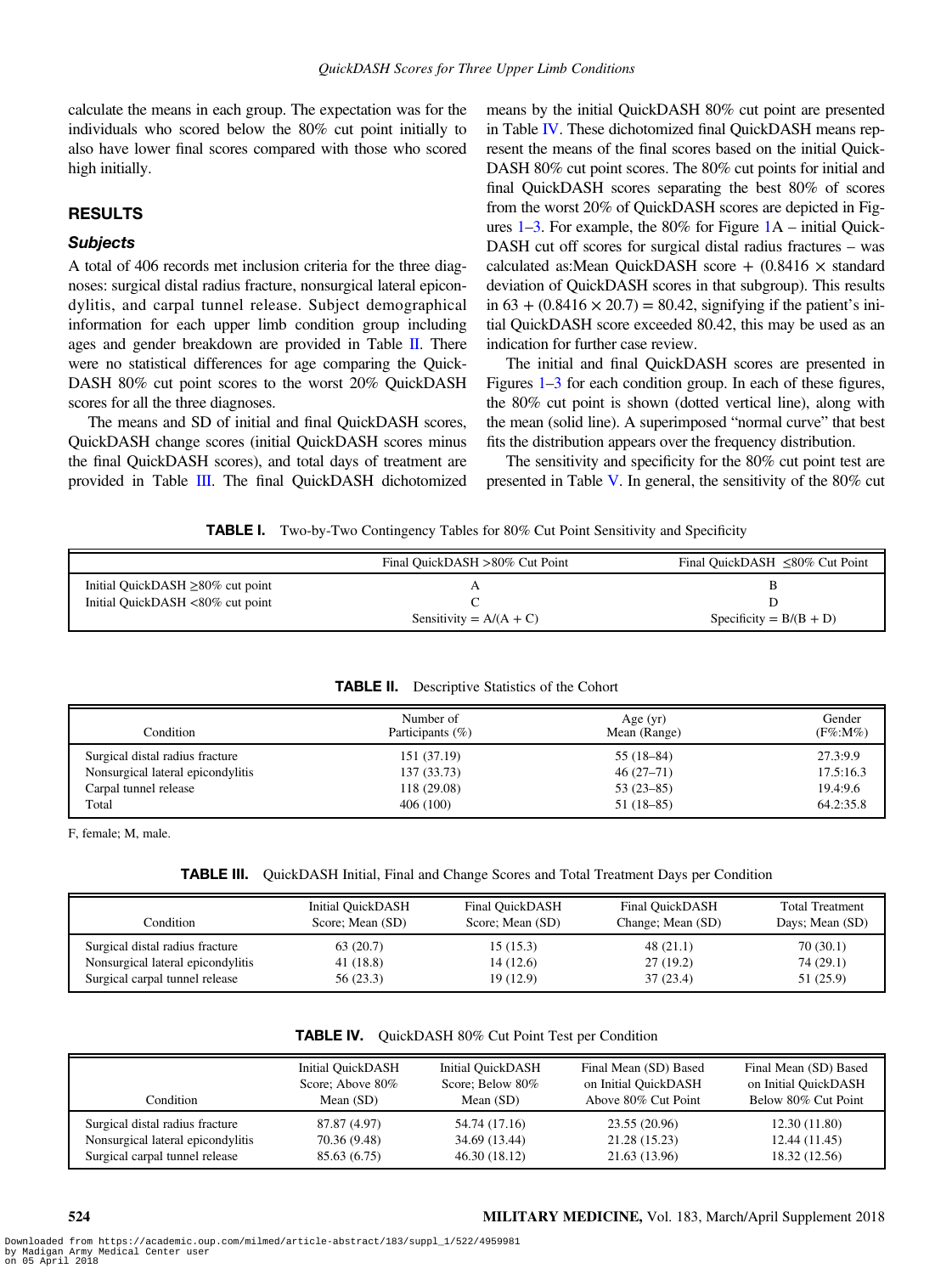calculate the means in each group. The expectation was for the individuals who scored below the 80% cut point initially to also have lower final scores compared with those who scored high initially.

## RESULTS

### *Subjects*

A total of 406 records met inclusion criteria for the three diagnoses: surgical distal radius fracture, nonsurgical lateral epicondylitis, and carpal tunnel release. Subject demographical information for each upper limb condition group including ages and gender breakdown are provided in Table II. There were no statistical differences for age comparing the QuickDASH 80% cut point scores to the worst 20% QuickDASH scores for all the three diagnoses.

The means and SD of initial and final QuickDASH scores, QuickDASH change scores (initial QuickDASH scores minus the final QuickDASH scores), and total days of treatment are provided in Table III. The final QuickDASH dichotomized means by the initial QuickDASH 80% cut point are presented in Table IV. These dichotomized final QuickDASH means represent the means of the final scores based on the initial QuickDASH 80% cut point scores. The 80% cut points for initial and final QuickDASH scores separating the best 80% of scores from the worst 20% of QuickDASH scores are depicted in Figures 1–3. For example, the 80% for Figure 1A – initial QuickDASH cut off scores for surgical distal radius fractures – was calculated as:Mean QuickDASH score + ($0.8416 \times$ standard deviation of QuickDASH scores in that subgroup). This results in $63 + (0.8416 \times 20.7) = 80.42$, signifying if the patient's initial QuickDASH score exceeded 80.42, this may be used as an indication for further case review.

The initial and final QuickDASH scores are presented in Figures 1–3 for each condition group. In each of these figures, the 80% cut point is shown (dotted vertical line), along with the mean (solid line). A superimposed "normal curve" that best fits the distribution appears over the frequency distribution.

The sensitivity and specificity for the 80% cut point test are presented in Table V. In general, the sensitivity of the 80% cut

**TABLE I.** Two-by-Two Contingency Tables for 80% Cut Point Sensitivity and Specificity

| | Final QuickDASH >80% Cut Point | Final QuickDASH ≤80% Cut Point |
|---|---|---|
| Initial QuickDASH ≥80% cut point | A | B |
| Initial QuickDASH <80% cut point | C | D |
| | Sensitivity = A/(A + C) | Specificity = B/(B + D) |

**TABLE II.** Descriptive Statistics of the Cohort

| Condition | Number of Participants (%) | Age (yr) Mean (Range) | Gender (F%:M%) |
|---|---|---|---|
| Surgical distal radius fracture | 151 (37.19) | 55 (18–84) | 27.3:9.9 |
| Nonsurgical lateral epicondylitis | 137 (33.73) | 46 (27–71) | 17.5:16.3 |
| Carpal tunnel release | 118 (29.08) | 53 (23–85) | 19.4:9.6 |
| Total | 406 (100) | 51 (18–85) | 64.2:35.8 |

F, female; M, male.

**TABLE III.** QuickDASH Initial, Final and Change Scores and Total Treatment Days per Condition

| Condition | Initial QuickDASH Score; Mean (SD) | Final QuickDASH Score; Mean (SD) | Final QuickDASH Change; Mean (SD) | Total Treatment Days; Mean (SD) |
|---|---|---|---|---|
| Surgical distal radius fracture | 63 (20.7) | 15 (15.3) | 48 (21.1) | 70 (30.1) |
| Nonsurgical lateral epicondylitis | 41 (18.8) | 14 (12.6) | 27 (19.2) | 74 (29.1) |
| Surgical carpal tunnel release | 56 (23.3) | 19 (12.9) | 37 (23.4) | 51 (25.9) |

**TABLE IV.** QuickDASH 80% Cut Point Test per Condition

| Condition | Initial QuickDASH Score; Above 80% Mean (SD) | Initial QuickDASH Score; Below 80% Mean (SD) | Final Mean (SD) Based on Initial QuickDASH Above 80% Cut Point | Final Mean (SD) Based on Initial QuickDASH Below 80% Cut Point |
|---|---|---|---|---|
| Surgical distal radius fracture | 87.87 (4.97) | 54.74 (17.16) | 23.55 (20.96) | 12.30 (11.80) |
| Nonsurgical lateral epicondylitis | 70.36 (9.48) | 34.69 (13.44) | 21.28 (15.23) | 12.44 (11.45) |
| Surgical carpal tunnel release | 85.63 (6.75) | 46.30 (18.12) | 21.63 (13.96) | 18.32 (12.56) |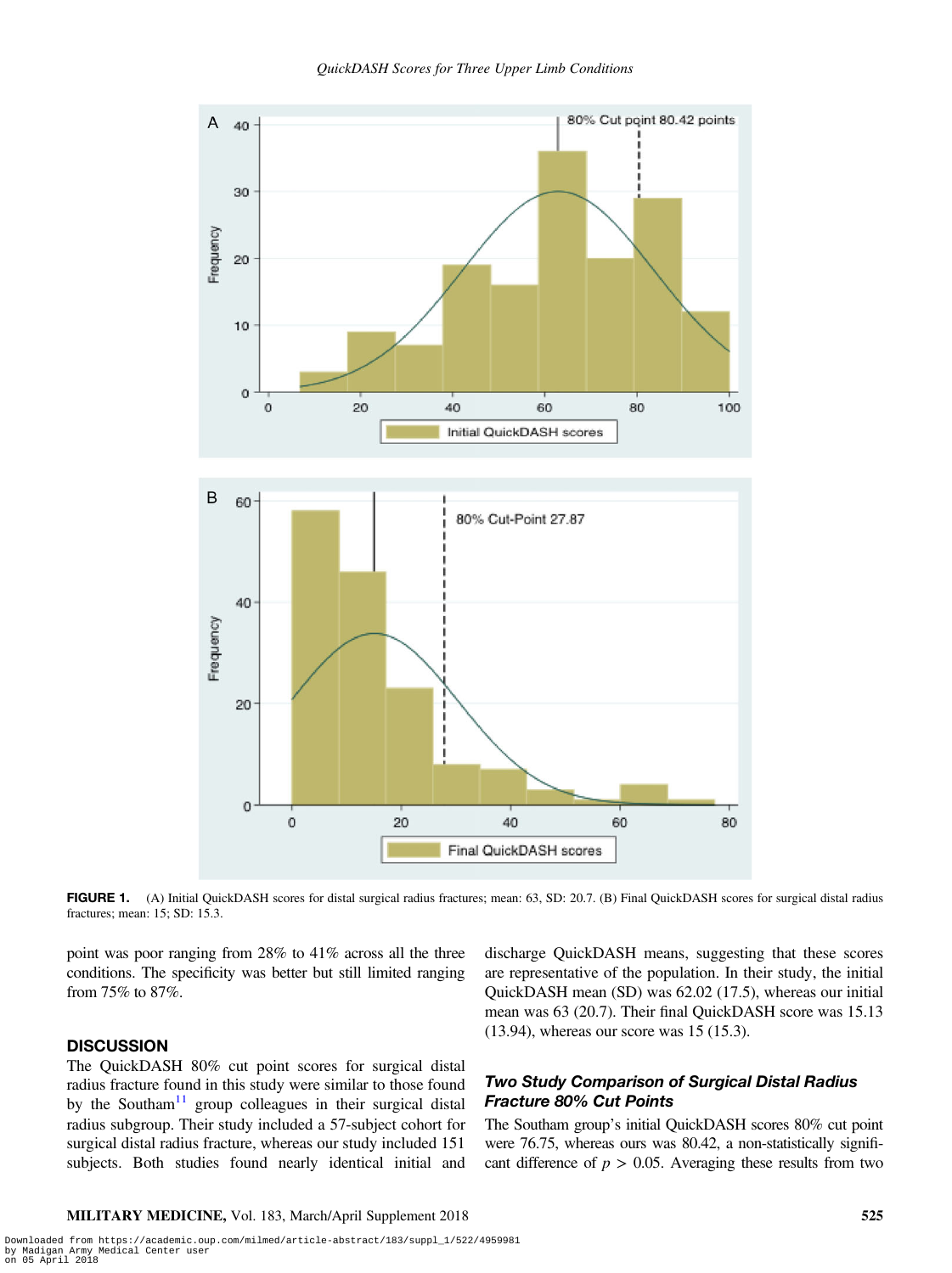**FIGURE 1.** (A) Initial QuickDASH scores for distal surgical radius fractures; mean: 63, SD: 20.7. (B) Final QuickDASH scores for surgical distal radius fractures; mean: 15; SD: 15.3.

point was poor ranging from 28% to 41% across all the three conditions. The specificity was better but still limited ranging from 75% to 87%.

## DISCUSSION

The QuickDASH 80% cut point scores for surgical distal radius fracture found in this study were similar to those found by the Southam[11] group colleagues in their surgical distal radius subgroup. Their study included a 57-subject cohort for surgical distal radius fracture, whereas our study included 151 subjects. Both studies found nearly identical initial and discharge QuickDASH means, suggesting that these scores are representative of the population. In their study, the initial QuickDASH mean (SD) was 62.02 (17.5), whereas our initial mean was 63 (20.7). Their final QuickDASH score was 15.13 (13.94), whereas our score was 15 (15.3).

### *Two Study Comparison of Surgical Distal Radius Fracture 80% Cut Points*

The Southam group's initial QuickDASH scores 80% cut point were 76.75, whereas ours was 80.42, a non-statistically significant difference of $p > 0.05$. Averaging these results from two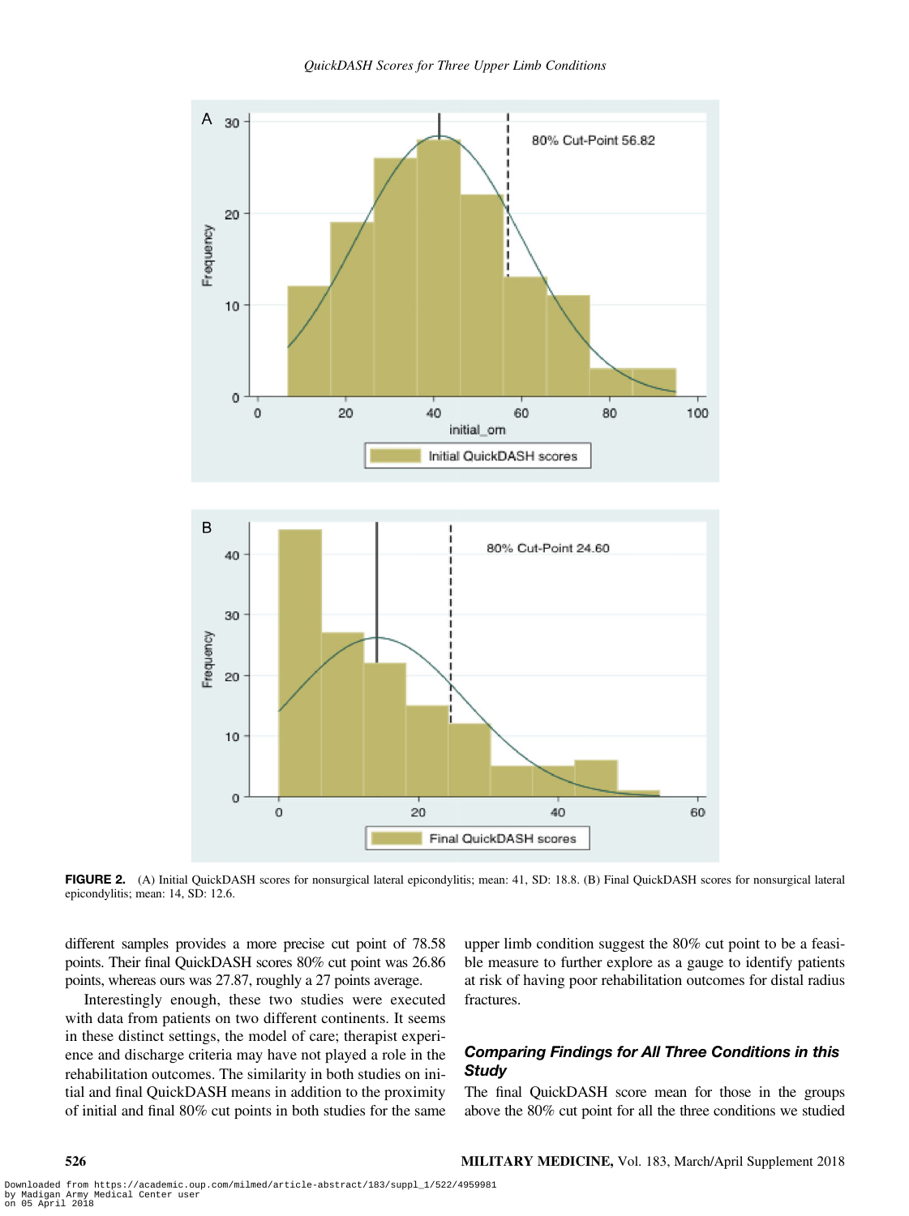**FIGURE 2.** (A) Initial QuickDASH scores for nonsurgical lateral epicondylitis; mean: 41, SD: 18.8. (B) Final QuickDASH scores for nonsurgical lateral epicondylitis; mean: 14, SD: 12.6.

different samples provides a more precise cut point of 78.58 points. Their final QuickDASH scores 80% cut point was 26.86 points, whereas ours was 27.87, roughly a 27 points average.

Interestingly enough, these two studies were executed with data from patients on two different continents. It seems in these distinct settings, the model of care; therapist experience and discharge criteria may have not played a role in the rehabilitation outcomes. The similarity in both studies on initial and final QuickDASH means in addition to the proximity of initial and final 80% cut points in both studies for the same upper limb condition suggest the 80% cut point to be a feasible measure to further explore as a gauge to identify patients at risk of having poor rehabilitation outcomes for distal radius fractures.

### *Comparing Findings for All Three Conditions in this Study*

The final QuickDASH score mean for those in the groups above the 80% cut point for all the three conditions we studied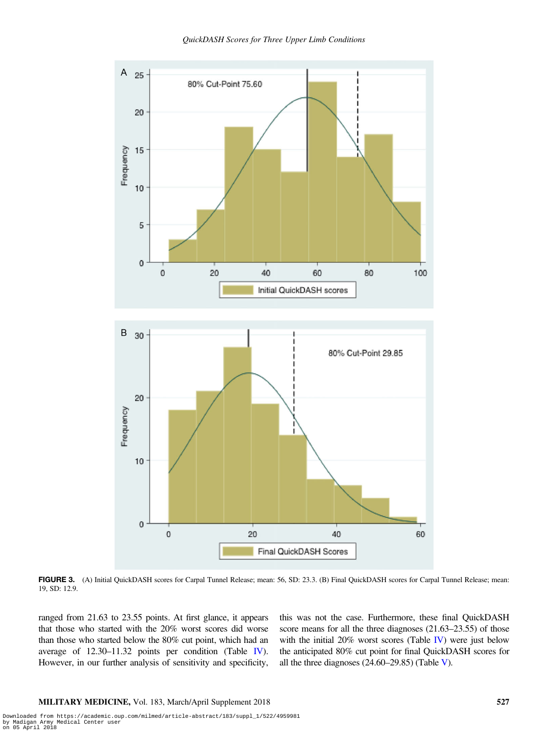**FIGURE 3.** (A) Initial QuickDASH scores for Carpal Tunnel Release; mean: 56, SD: 23.3. (B) Final QuickDASH scores for Carpal Tunnel Release; mean: 19, SD: 12.9.

ranged from 21.63 to 23.55 points. At first glance, it appears that those who started with the 20% worst scores did worse than those who started below the 80% cut point, which had an average of 12.30–11.32 points per condition (Table IV). However, in our further analysis of sensitivity and specificity, this was not the case. Furthermore, these final QuickDASH score means for all the three diagnoses (21.63–23.55) of those with the initial 20% worst scores (Table IV) were just below the anticipated 80% cut point for final QuickDASH scores for all the three diagnoses (24.60–29.85) (Table V).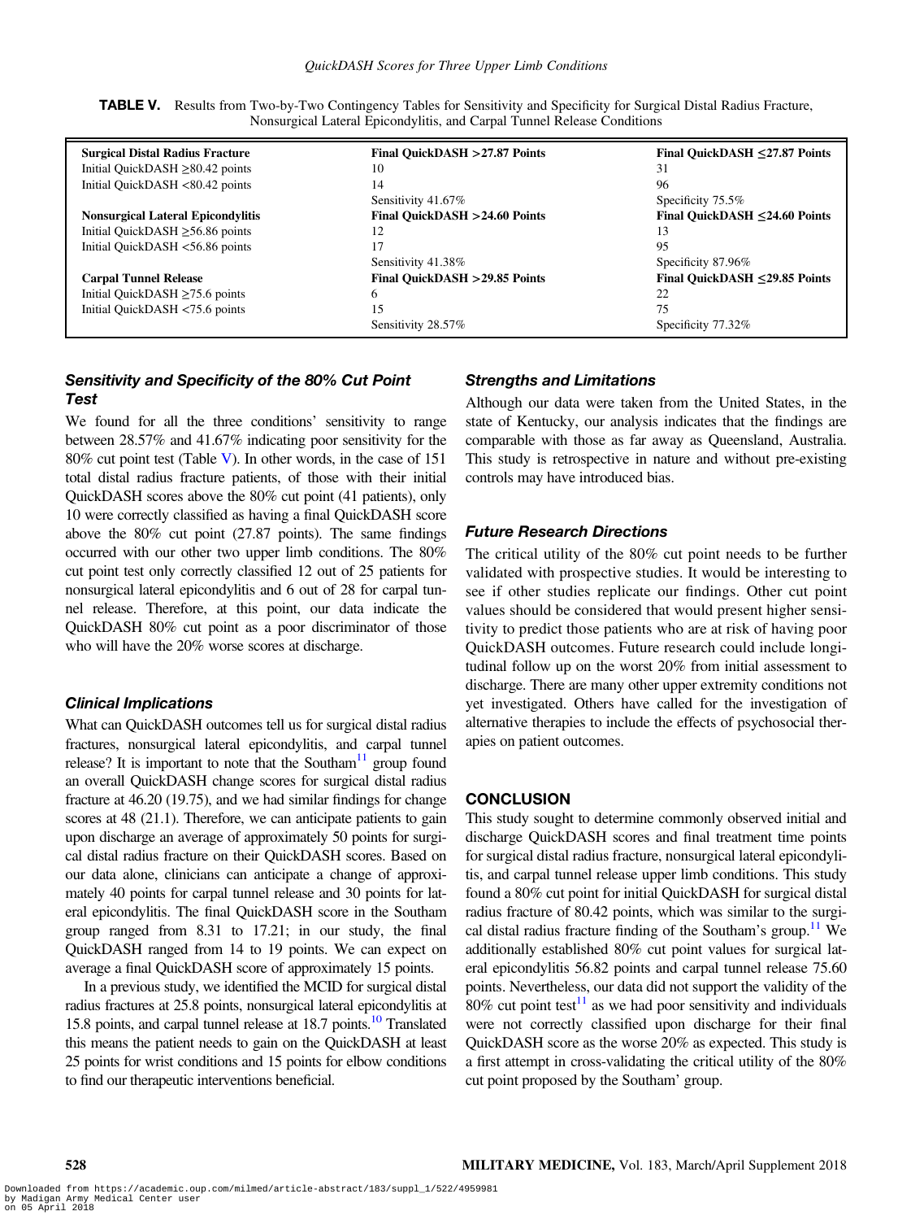**TABLE V.** Results from Two-by-Two Contingency Tables for Sensitivity and Specificity for Surgical Distal Radius Fracture, Nonsurgical Lateral Epicondylitis, and Carpal Tunnel Release Conditions

| **Surgical Distal Radius Fracture** | **Final QuickDASH >27.87 Points** | **Final QuickDASH ≤27.87 Points** |
|---|---|---|
| Initial QuickDASH ≥80.42 points | 10 | 31 |
| Initial QuickDASH <80.42 points | 14 | 96 |
| | Sensitivity 41.67% | Specificity 75.5% |
| **Nonsurgical Lateral Epicondylitis** | **Final QuickDASH >24.60 Points** | **Final QuickDASH ≤24.60 Points** |
| Initial QuickDASH ≥56.86 points | 12 | 13 |
| Initial QuickDASH <56.86 points | 17 | 95 |
| | Sensitivity 41.38% | Specificity 87.96% |
| **Carpal Tunnel Release** | **Final QuickDASH >29.85 Points** | **Final QuickDASH ≤29.85 Points** |
| Initial QuickDASH ≥75.6 points | 6 | 22 |
| Initial QuickDASH <75.6 points | 15 | 75 |
| | Sensitivity 28.57% | Specificity 77.32% |

### *Sensitivity and Specificity of the 80% Cut Point Test*

We found for all the three conditions' sensitivity to range between 28.57% and 41.67% indicating poor sensitivity for the 80% cut point test (Table V). In other words, in the case of 151 total distal radius fracture patients, of those with their initial QuickDASH scores above the 80% cut point (41 patients), only 10 were correctly classified as having a final QuickDASH score above the 80% cut point (27.87 points). The same findings occurred with our other two upper limb conditions. The 80% cut point test only correctly classified 12 out of 25 patients for nonsurgical lateral epicondylitis and 6 out of 28 for carpal tunnel release. Therefore, at this point, our data indicate the QuickDASH 80% cut point as a poor discriminator of those who will have the 20% worse scores at discharge.

### *Clinical Implications*

What can QuickDASH outcomes tell us for surgical distal radius fractures, nonsurgical lateral epicondylitis, and carpal tunnel release? It is important to note that the Southam[11] group found an overall QuickDASH change scores for surgical distal radius fracture at 46.20 (19.75), and we had similar findings for change scores at 48 (21.1). Therefore, we can anticipate patients to gain upon discharge an average of approximately 50 points for surgical distal radius fracture on their QuickDASH scores. Based on our data alone, clinicians can anticipate a change of approximately 40 points for carpal tunnel release and 30 points for lateral epicondylitis. The final QuickDASH score in the Southam group ranged from 8.31 to 17.21; in our study, the final QuickDASH ranged from 14 to 19 points. We can expect on average a final QuickDASH score of approximately 15 points.

In a previous study, we identified the MCID for surgical distal radius fractures at 25.8 points, nonsurgical lateral epicondylitis at 15.8 points, and carpal tunnel release at 18.7 points.[10] Translated this means the patient needs to gain on the QuickDASH at least 25 points for wrist conditions and 15 points for elbow conditions to find our therapeutic interventions beneficial.

### *Strengths and Limitations*

Although our data were taken from the United States, in the state of Kentucky, our analysis indicates that the findings are comparable with those as far away as Queensland, Australia. This study is retrospective in nature and without pre-existing controls may have introduced bias.

### *Future Research Directions*

The critical utility of the 80% cut point needs to be further validated with prospective studies. It would be interesting to see if other studies replicate our findings. Other cut point values should be considered that would present higher sensitivity to predict those patients who are at risk of having poor QuickDASH outcomes. Future research could include longitudinal follow up on the worst 20% from initial assessment to discharge. There are many other upper extremity conditions not yet investigated. Others have called for the investigation of alternative therapies to include the effects of psychosocial therapies on patient outcomes.

## CONCLUSION

This study sought to determine commonly observed initial and discharge QuickDASH scores and final treatment time points for surgical distal radius fracture, nonsurgical lateral epicondylitis, and carpal tunnel release upper limb conditions. This study found a 80% cut point for initial QuickDASH for surgical distal radius fracture of 80.42 points, which was similar to the surgical distal radius fracture finding of the Southam's group.[11] We additionally established 80% cut point values for surgical lateral epicondylitis 56.82 points and carpal tunnel release 75.60 points. Nevertheless, our data did not support the validity of the 80% cut point test[11] as we had poor sensitivity and individuals were not correctly classified upon discharge for their final QuickDASH score as the worse 20% as expected. This study is a first attempt in cross-validating the critical utility of the 80% cut point proposed by the Southam' group.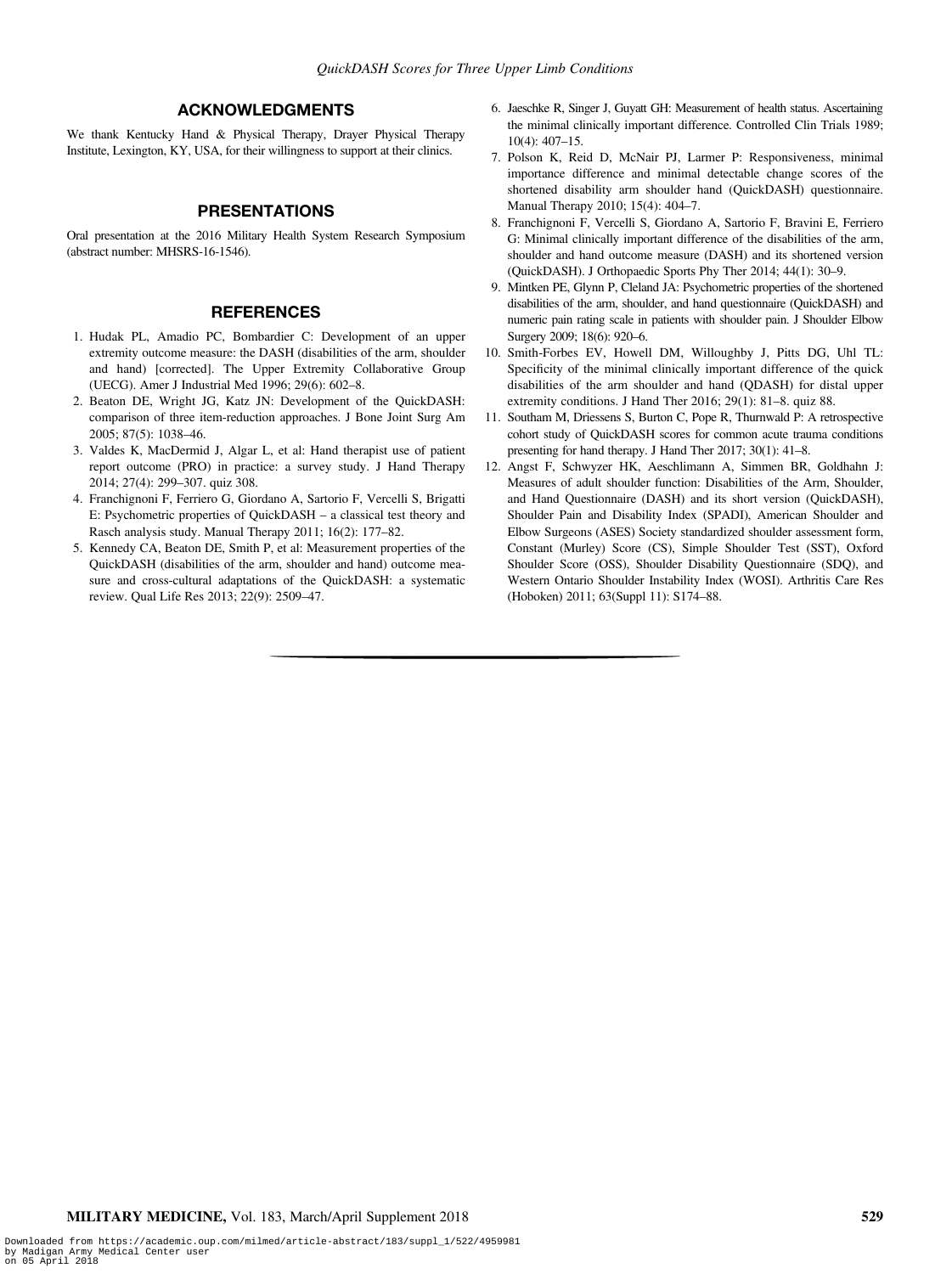## ACKNOWLEDGMENTS

We thank Kentucky Hand & Physical Therapy, Drayer Physical Therapy Institute, Lexington, KY, USA, for their willingness to support at their clinics.

## PRESENTATIONS

Oral presentation at the 2016 Military Health System Research Symposium (abstract number: MHSRS-16-1546).

## REFERENCES

1. Hudak PL, Amadio PC, Bombardier C: Development of an upper extremity outcome measure: the DASH (disabilities of the arm, shoulder and hand) [corrected]. The Upper Extremity Collaborative Group (UECG). Amer J Industrial Med 1996; 29(6): 602–8.
2. Beaton DE, Wright JG, Katz JN: Development of the QuickDASH: comparison of three item-reduction approaches. J Bone Joint Surg Am 2005; 87(5): 1038–46.
3. Valdes K, MacDermid J, Algar L, et al: Hand therapist use of patient report outcome (PRO) in practice: a survey study. J Hand Therapy 2014; 27(4): 299–307. quiz 308.
4. Franchignoni F, Ferriero G, Giordano A, Sartorio F, Vercelli S, Brigatti E: Psychometric properties of QuickDASH – a classical test theory and Rasch analysis study. Manual Therapy 2011; 16(2): 177–82.
5. Kennedy CA, Beaton DE, Smith P, et al: Measurement properties of the QuickDASH (disabilities of the arm, shoulder and hand) outcome measure and cross-cultural adaptations of the QuickDASH: a systematic review. Qual Life Res 2013; 22(9): 2509–47.
6. Jaeschke R, Singer J, Guyatt GH: Measurement of health status. Ascertaining the minimal clinically important difference. Controlled Clin Trials 1989; 10(4): 407–15.
7. Polson K, Reid D, McNair PJ, Larmer P: Responsiveness, minimal importance difference and minimal detectable change scores of the shortened disability arm shoulder hand (QuickDASH) questionnaire. Manual Therapy 2010; 15(4): 404–7.
8. Franchignoni F, Vercelli S, Giordano A, Sartorio F, Bravini E, Ferriero G: Minimal clinically important difference of the disabilities of the arm, shoulder and hand outcome measure (DASH) and its shortened version (QuickDASH). J Orthopaedic Sports Phy Ther 2014; 44(1): 30–9.
9. Mintken PE, Glynn P, Cleland JA: Psychometric properties of the shortened disabilities of the arm, shoulder, and hand questionnaire (QuickDASH) and numeric pain rating scale in patients with shoulder pain. J Shoulder Elbow Surgery 2009; 18(6): 920–6.
10. Smith-Forbes EV, Howell DM, Willoughby J, Pitts DG, Uhl TL: Specificity of the minimal clinically important difference of the quick disabilities of the arm shoulder and hand (QDASH) for distal upper extremity conditions. J Hand Ther 2016; 29(1): 81–8. quiz 88.
11. Southam M, Driessens S, Burton C, Pope R, Thurnwald P: A retrospective cohort study of QuickDASH scores for common acute trauma conditions presenting for hand therapy. J Hand Ther 2017; 30(1): 41–8.
12. Angst F, Schwyzer HK, Aeschlimann A, Simmen BR, Goldhahn J: Measures of adult shoulder function: Disabilities of the Arm, Shoulder, and Hand Questionnaire (DASH) and its short version (QuickDASH), Shoulder Pain and Disability Index (SPADI), American Shoulder and Elbow Surgeons (ASES) Society standardized shoulder assessment form, Constant (Murley) Score (CS), Simple Shoulder Test (SST), Oxford Shoulder Score (OSS), Shoulder Disability Questionnaire (SDQ), and Western Ontario Shoulder Instability Index (WOSI). Arthritis Care Res (Hoboken) 2011; 63(Suppl 11): S174–88.